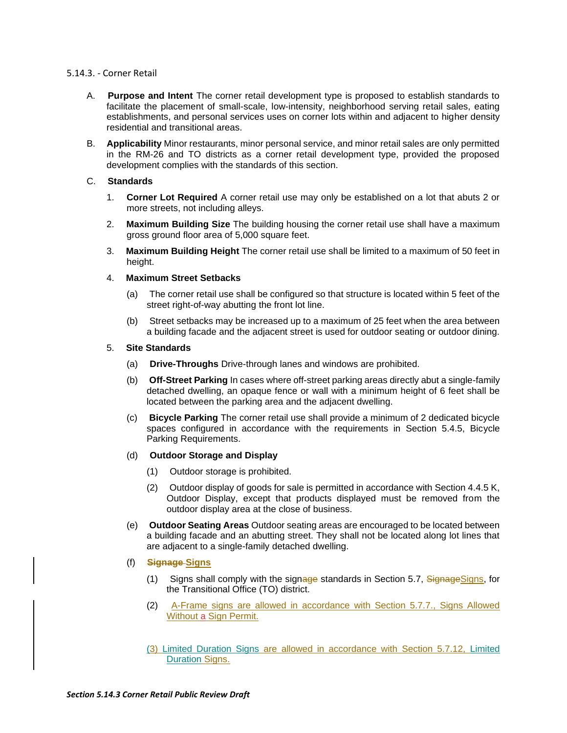5.14.3. - Corner Retail

A. **Purpose and Intent** The corner retail development type is proposed to establish standards to facilitate the placement of small-scale, low-intensity, neighborhood serving retail sales, eating establishments, and personal services uses on corner lots within and adjacent to higher density residential and transitional areas.

B. **Applicability** Minor restaurants, minor personal service, and minor retail sales are only permitted in the RM-26 and TO districts as a corner retail development type, provided the proposed development complies with the standards of this section.

C. **Standards**

1. **Corner Lot Required** A corner retail use may only be established on a lot that abuts 2 or more streets, not including alleys.

2. **Maximum Building Size** The building housing the corner retail use shall have a maximum gross ground floor area of 5,000 square feet.

3. **Maximum Building Height** The corner retail use shall be limited to a maximum of 50 feet in height.

4. **Maximum Street Setbacks**

   (a) The corner retail use shall be configured so that structure is located within 5 feet of the street right-of-way abutting the front lot line.

   (b) Street setbacks may be increased up to a maximum of 25 feet when the area between a building facade and the adjacent street is used for outdoor seating or outdoor dining.

5. **Site Standards**

   (a) **Drive-Throughs** Drive-through lanes and windows are prohibited.

   (b) **Off-Street Parking** In cases where off-street parking areas directly abut a single-family detached dwelling, an opaque fence or wall with a minimum height of 6 feet shall be located between the parking area and the adjacent dwelling.

   (c) **Bicycle Parking** The corner retail use shall provide a minimum of 2 dedicated bicycle spaces configured in accordance with the requirements in Section 5.4.5, Bicycle Parking Requirements.

   (d) **Outdoor Storage and Display**

   (1) Outdoor storage is prohibited.

   (2) Outdoor display of goods for sale is permitted in accordance with Section 4.4.5 K, Outdoor Display, except that products displayed must be removed from the outdoor display area at the close of business.

   (e) **Outdoor Seating Areas** Outdoor seating areas are encouraged to be located between a building facade and an abutting street. They shall not be located along lot lines that are adjacent to a single-family detached dwelling.

   (f) ~~**Signage**~~ **Signs**

   (1) Signs shall comply with the sign~~age~~ standards in Section 5.7, ~~Signage~~Signs, for the Transitional Office (TO) district.

   (2) A-Frame signs are allowed in accordance with Section 5.7.7., Signs Allowed Without a Sign Permit.

   (3) Limited Duration Signs are allowed in accordance with Section 5.7.12, Limited Duration Signs.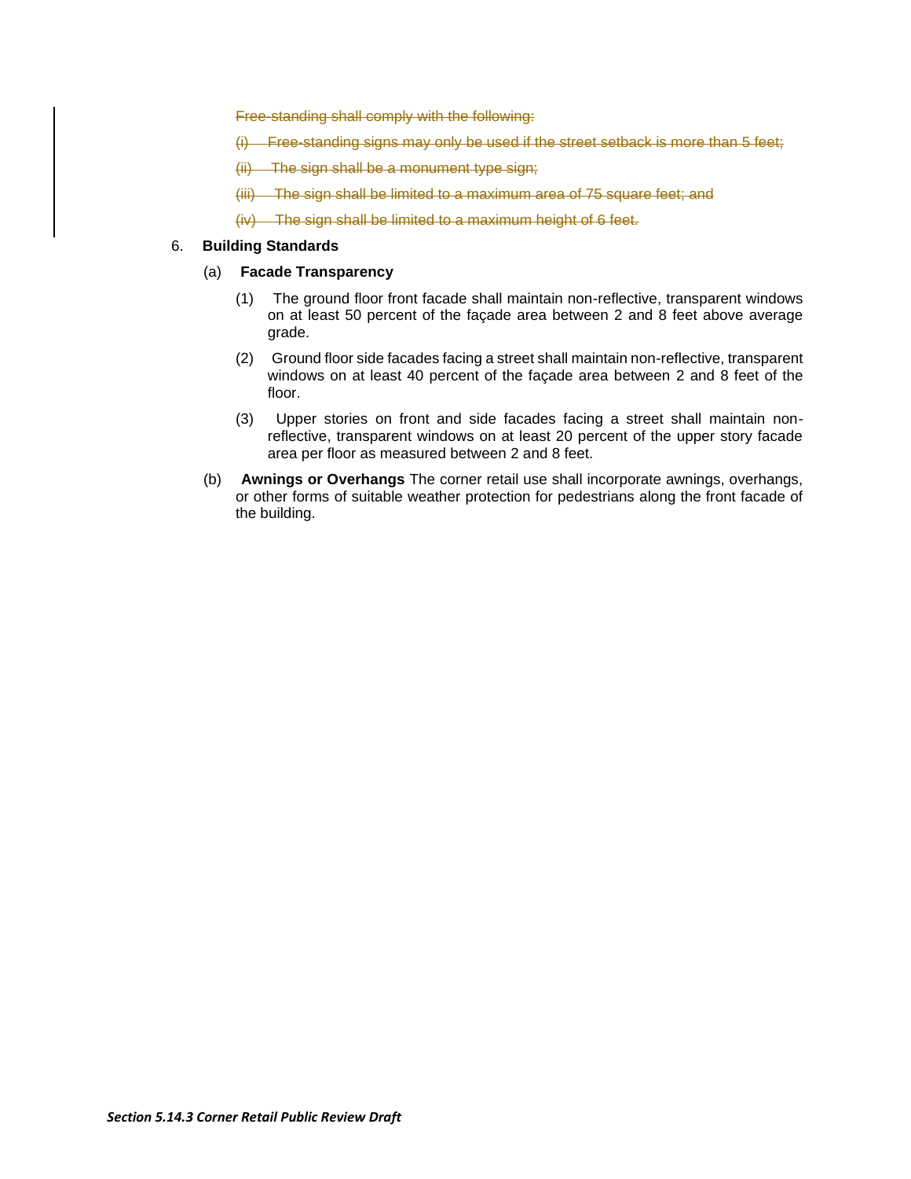~~Free-standing shall comply with the following:~~

~~(i) Free-standing signs may only be used if the street setback is more than 5 feet;~~

~~(ii) The sign shall be a monument type sign;~~

~~(iii) The sign shall be limited to a maximum area of 75 square feet; and~~

~~(iv) The sign shall be limited to a maximum height of 6 feet.~~

6. **Building Standards**

(a) **Facade Transparency**

(1) The ground floor front facade shall maintain non-reflective, transparent windows on at least 50 percent of the façade area between 2 and 8 feet above average grade.

(2) Ground floor side facades facing a street shall maintain non-reflective, transparent windows on at least 40 percent of the façade area between 2 and 8 feet of the floor.

(3) Upper stories on front and side facades facing a street shall maintain non-reflective, transparent windows on at least 20 percent of the upper story facade area per floor as measured between 2 and 8 feet.

(b) **Awnings or Overhangs** The corner retail use shall incorporate awnings, overhangs, or other forms of suitable weather protection for pedestrians along the front facade of the building.